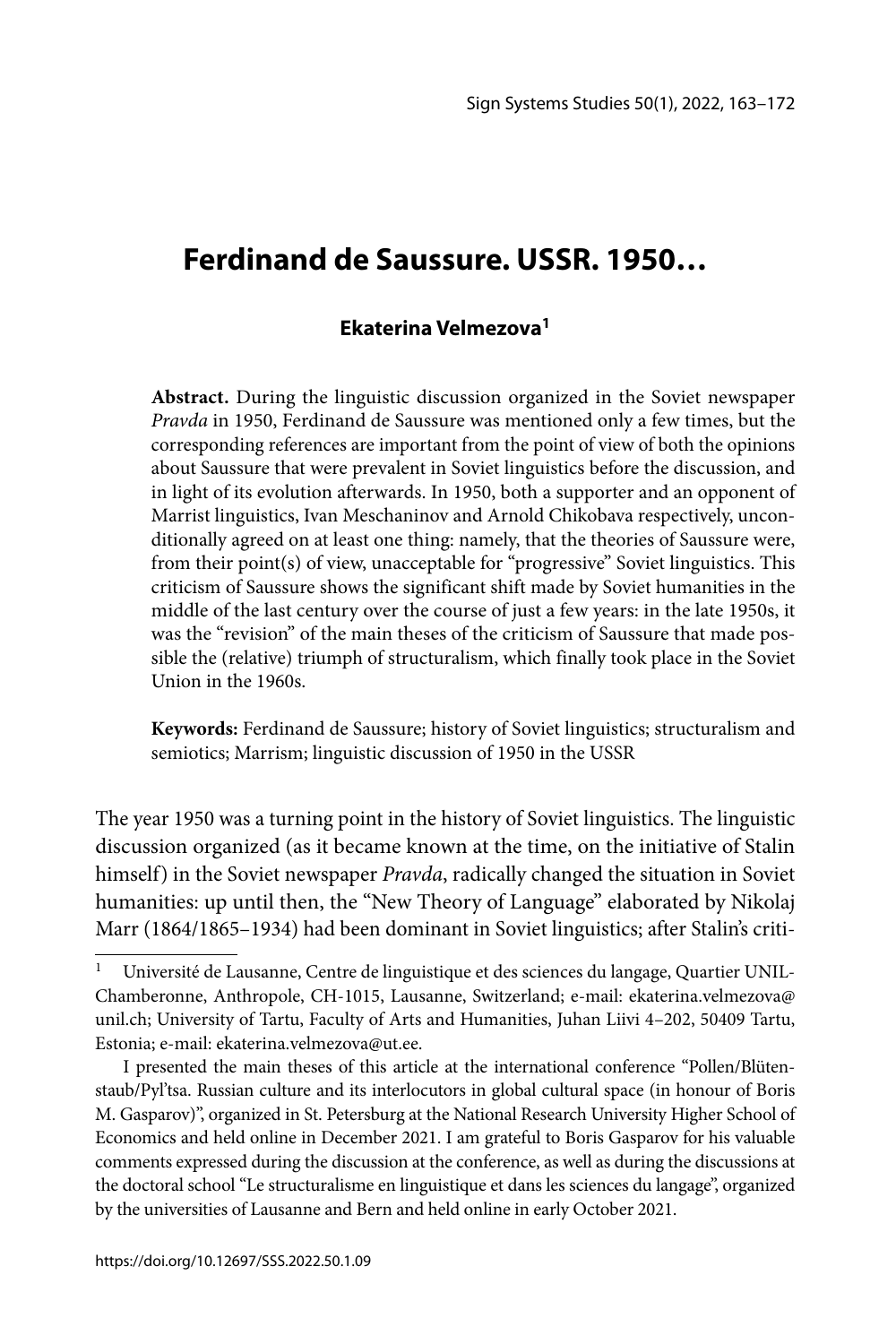# Ferdinand de Saussure. USSR. 1950…

**Ekaterina Velmezova**[1]

**Abstract.** During the linguistic discussion organized in the Soviet newspaper *Pravda* in 1950, Ferdinand de Saussure was mentioned only a few times, but the corresponding references are important from the point of view of both the opinions about Saussure that were prevalent in Soviet linguistics before the discussion, and in light of its evolution afterwards. In 1950, both a supporter and an opponent of Marrist linguistics, Ivan Meschaninov and Arnold Chikobava respectively, unconditionally agreed on at least one thing: namely, that the theories of Saussure were, from their point(s) of view, unacceptable for "progressive" Soviet linguistics. This criticism of Saussure shows the significant shift made by Soviet humanities in the middle of the last century over the course of just a few years: in the late 1950s, it was the "revision" of the main theses of the criticism of Saussure that made possible the (relative) triumph of structuralism, which finally took place in the Soviet Union in the 1960s.

**Keywords:** Ferdinand de Saussure; history of Soviet linguistics; structuralism and semiotics; Marrism; linguistic discussion of 1950 in the USSR

The year 1950 was a turning point in the history of Soviet linguistics. The linguistic discussion organized (as it became known at the time, on the initiative of Stalin himself) in the Soviet newspaper *Pravda*, radically changed the situation in Soviet humanities: up until then, the "New Theory of Language" elaborated by Nikolaj Marr (1864/1865–1934) had been dominant in Soviet linguistics; after Stalin's criti-

[1] Université de Lausanne, Centre de linguistique et des sciences du langage, Quartier UNIL-Chamberonne, Anthropole, CH-1015, Lausanne, Switzerland; e-mail: ekaterina.velmezova@unil.ch; University of Tartu, Faculty of Arts and Humanities, Juhan Liivi 4–202, 50409 Tartu, Estonia; e-mail: ekaterina.velmezova@ut.ee.

I presented the main theses of this article at the international conference "Pollen/Blütenstaub/Pyl'tsa. Russian culture and its interlocutors in global cultural space (in honour of Boris M. Gasparov)", organized in St. Petersburg at the National Research University Higher School of Economics and held online in December 2021. I am grateful to Boris Gasparov for his valuable comments expressed during the discussion at the conference, as well as during the discussions at the doctoral school "Le structuralisme en linguistique et dans les sciences du langage", organized by the universities of Lausanne and Bern and held online in early October 2021.

https://doi.org/10.12697/SSS.2022.50.1.09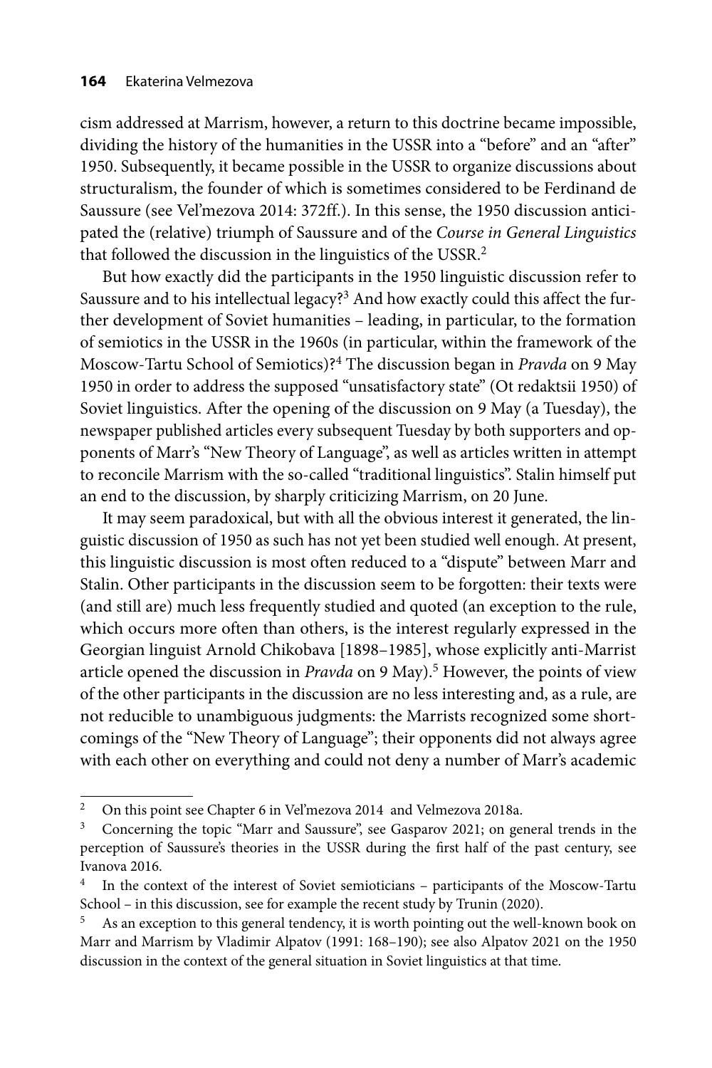cism addressed at Marrism, however, a return to this doctrine became impossible, dividing the history of the humanities in the USSR into a "before" and an "after" 1950. Subsequently, it became possible in the USSR to organize discussions about structuralism, the founder of which is sometimes considered to be Ferdinand de Saussure (see Vel'mezova 2014: 372ff.). In this sense, the 1950 discussion anticipated the (relative) triumph of Saussure and of the *Course in General Linguistics* that followed the discussion in the linguistics of the USSR.[2]

But how exactly did the participants in the 1950 linguistic discussion refer to Saussure and to his intellectual legacy?[3] And how exactly could this affect the further development of Soviet humanities – leading, in particular, to the formation of semiotics in the USSR in the 1960s (in particular, within the framework of the Moscow-Tartu School of Semiotics)?[4] The discussion began in *Pravda* on 9 May 1950 in order to address the supposed "unsatisfactory state" (Ot redaktsii 1950) of Soviet linguistics. After the opening of the discussion on 9 May (a Tuesday), the newspaper published articles every subsequent Tuesday by both supporters and opponents of Marr's "New Theory of Language", as well as articles written in attempt to reconcile Marrism with the so-called "traditional linguistics". Stalin himself put an end to the discussion, by sharply criticizing Marrism, on 20 June.

It may seem paradoxical, but with all the obvious interest it generated, the linguistic discussion of 1950 as such has not yet been studied well enough. At present, this linguistic discussion is most often reduced to a "dispute" between Marr and Stalin. Other participants in the discussion seem to be forgotten: their texts were (and still are) much less frequently studied and quoted (an exception to the rule, which occurs more often than others, is the interest regularly expressed in the Georgian linguist Arnold Chikobava [1898–1985], whose explicitly anti-Marrist article opened the discussion in *Pravda* on 9 May).[5] However, the points of view of the other participants in the discussion are no less interesting and, as a rule, are not reducible to unambiguous judgments: the Marrists recognized some shortcomings of the "New Theory of Language"; their opponents did not always agree with each other on everything and could not deny a number of Marr's academic

---

[2] On this point see Chapter 6 in Vel'mezova 2014 and Velmezova 2018a.

[3] Concerning the topic "Marr and Saussure", see Gasparov 2021; on general trends in the perception of Saussure's theories in the USSR during the first half of the past century, see Ivanova 2016.

[4] In the context of the interest of Soviet semioticians – participants of the Moscow-Tartu School – in this discussion, see for example the recent study by Trunin (2020).

[5] As an exception to this general tendency, it is worth pointing out the well-known book on Marr and Marrism by Vladimir Alpatov (1991: 168–190); see also Alpatov 2021 on the 1950 discussion in the context of the general situation in Soviet linguistics at that time.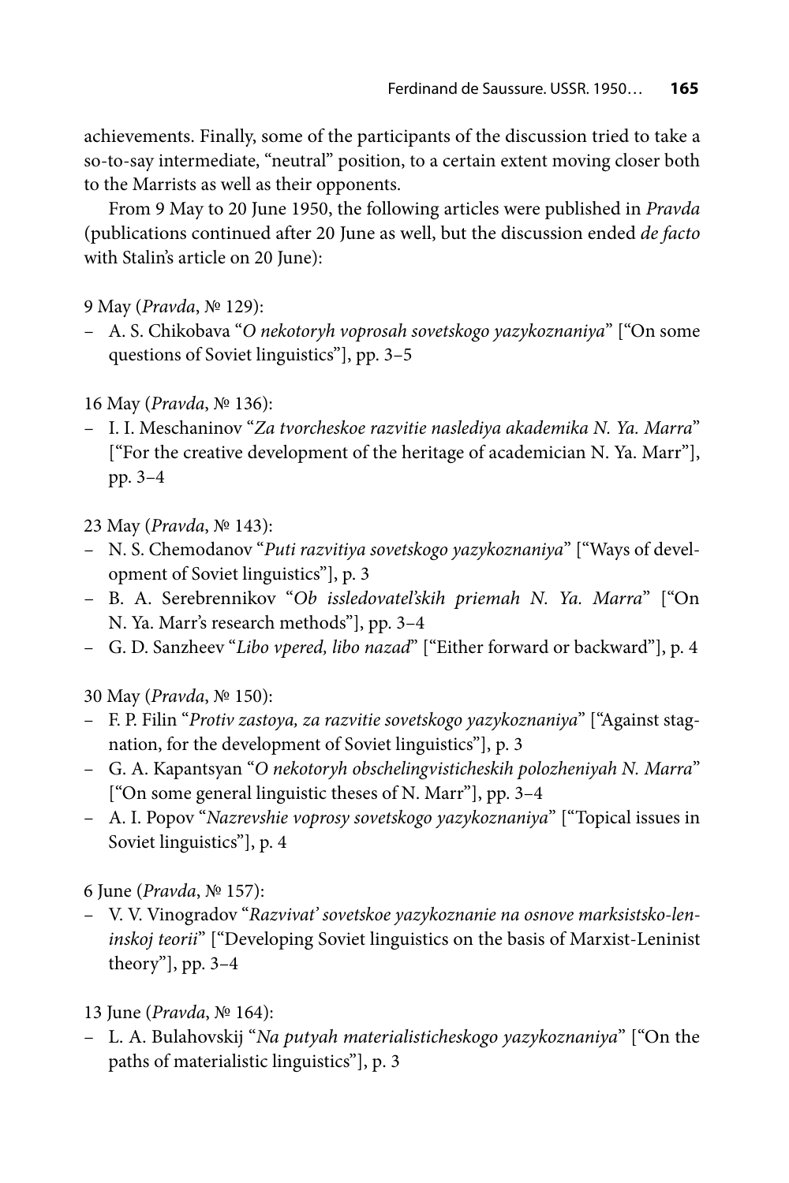achievements. Finally, some of the participants of the discussion tried to take a so-to-say intermediate, "neutral" position, to a certain extent moving closer both to the Marrists as well as their opponents.

From 9 May to 20 June 1950, the following articles were published in *Pravda* (publications continued after 20 June as well, but the discussion ended *de facto* with Stalin's article on 20 June):

9 May (*Pravda*, № 129):

- A. S. Chikobava "*O nekotoryh voprosah sovetskogo yazykoznaniya*" ["On some questions of Soviet linguistics"], pp. 3–5

16 May (*Pravda*, № 136):

- I. I. Meschaninov "*Za tvorcheskoe razvitie nalsediya akademika N. Ya. Marra*" ["For the creative development of the heritage of academician N. Ya. Marr"], pp. 3–4

23 May (*Pravda*, № 143):

- N. S. Chemodanov "*Puti razvitiya sovetskogo yazykoznaniya*" ["Ways of development of Soviet linguistics"], p. 3
- B. A. Serebrennikov "*Ob issledovatel'skih priemah N. Ya. Marra*" ["On N. Ya. Marr's research methods"], pp. 3–4
- G. D. Sanzheev "*Libo vpered, libo nazad*" ["Either forward or backward"], p. 4

30 May (*Pravda*, № 150):

- F. P. Filin "*Protiv zastoya, za razvitie sovetskogo yazykoznaniya*" ["Against stagnation, for the development of Soviet linguistics"], p. 3
- G. A. Kapantsyan "*O nekotoryh obschelingvisticheskih polozheniyah N. Marra*" ["On some general linguistic theses of N. Marr"], pp. 3–4
- A. I. Popov "*Nazrevshie voprosy sovetskogo yazykoznaniya*" ["Topical issues in Soviet linguistics"], p. 4

6 June (*Pravda*, № 157):

- V. V. Vinogradov "*Razvivat' sovetskoe yazykoznanie na osnove marksistsko-leninskoj teorii*" ["Developing Soviet linguistics on the basis of Marxist-Leninist theory"], pp. 3–4

13 June (*Pravda*, № 164):

- L. A. Bulahovskij "*Na putyah materialisticheskogo yazykoznaniya*" ["On the paths of materialistic linguistics"], p. 3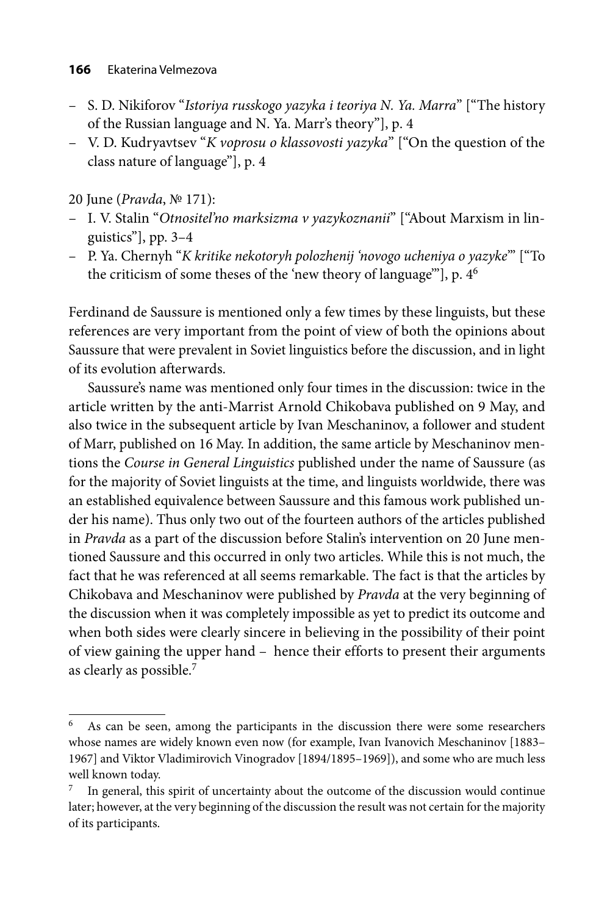- S. D. Nikiforov "*Istoriya russkogo yazyka i teoriya N. Ya. Marra*" ["The history of the Russian language and N. Ya. Marr's theory"], p. 4
- V. D. Kudryavtsev "*K voprosu o klassovosti yazyka*" ["On the question of the class nature of language"], p. 4

20 June (*Pravda*, № 171):

- I. V. Stalin "*Otnositel'no marksizma v yazykoznanii*" ["About Marxism in linguistics"], pp. 3–4
- P. Ya. Chernyh "*K kritike nekotoryh polozhenij 'novogo ucheniya o yazyke'*" ["To the criticism of some theses of the 'new theory of language'"], p. 4[6]

Ferdinand de Saussure is mentioned only a few times by these linguists, but these references are very important from the point of view of both the opinions about Saussure that were prevalent in Soviet linguistics before the discussion, and in light of its evolution afterwards.

Saussure's name was mentioned only four times in the discussion: twice in the article written by the anti-Marrist Arnold Chikobava published on 9 May, and also twice in the subsequent article by Ivan Meschaninov, a follower and student of Marr, published on 16 May. In addition, the same article by Meschaninov mentions the *Course in General Linguistics* published under the name of Saussure (as for the majority of Soviet linguists at the time, and linguists worldwide, there was an established equivalence between Saussure and this famous work published under his name). Thus only two out of the fourteen authors of the articles published in *Pravda* as a part of the discussion before Stalin's intervention on 20 June mentioned Saussure and this occurred in only two articles. While this is not much, the fact that he was referenced at all seems remarkable. The fact is that the articles by Chikobava and Meschaninov were published by *Pravda* at the very beginning of the discussion when it was completely impossible as yet to predict its outcome and when both sides were clearly sincere in believing in the possibility of their point of view gaining the upper hand – hence their efforts to present their arguments as clearly as possible.[7]

[6] As can be seen, among the participants in the discussion there were some researchers whose names are widely known even now (for example, Ivan Ivanovich Meschaninov [1883–1967] and Viktor Vladimirovich Vinogradov [1894/1895–1969]), and some who are much less well known today.

[7] In general, this spirit of uncertainty about the outcome of the discussion would continue later; however, at the very beginning of the discussion the result was not certain for the majority of its participants.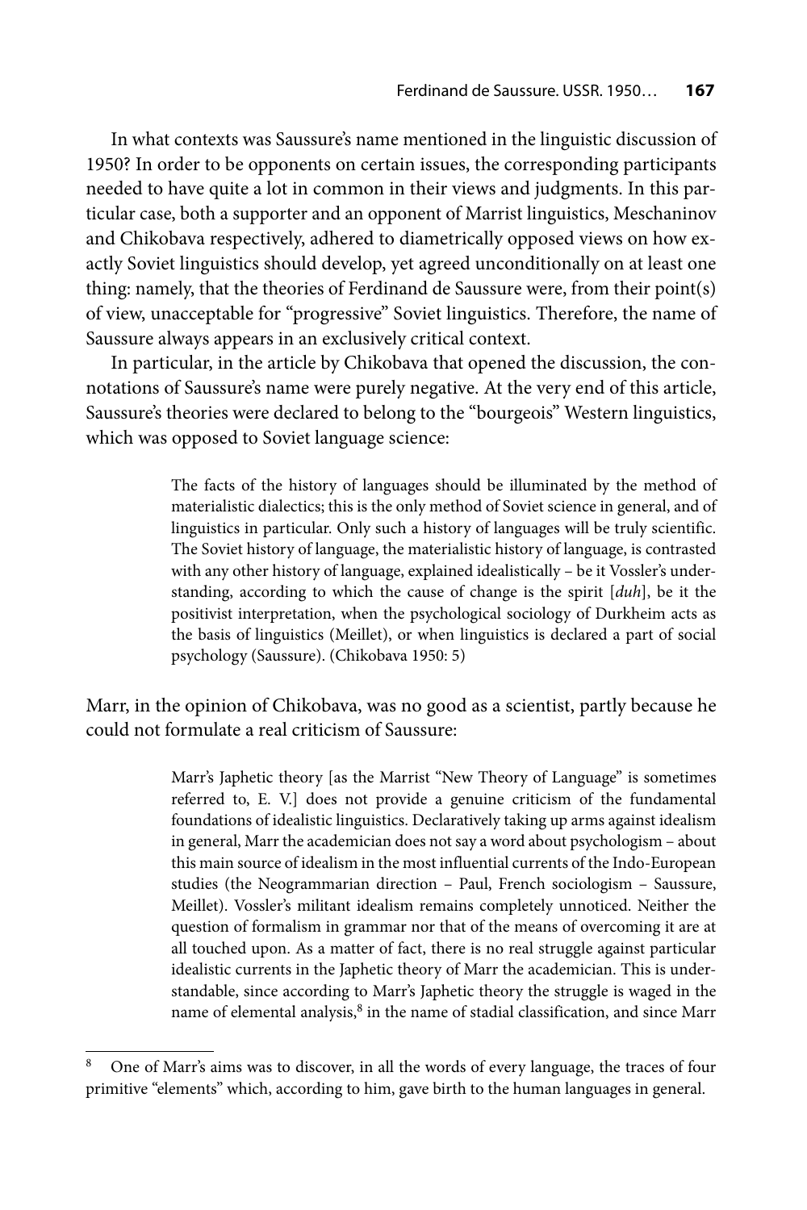In what contexts was Saussure's name mentioned in the linguistic discussion of 1950? In order to be opponents on certain issues, the corresponding participants needed to have quite a lot in common in their views and judgments. In this particular case, both a supporter and an opponent of Marrist linguistics, Meschaninov and Chikobava respectively, adhered to diametrically opposed views on how exactly Soviet linguistics should develop, yet agreed unconditionally on at least one thing: namely, that the theories of Ferdinand de Saussure were, from their point(s) of view, unacceptable for "progressive" Soviet linguistics. Therefore, the name of Saussure always appears in an exclusively critical context.

In particular, in the article by Chikobava that opened the discussion, the connotations of Saussure's name were purely negative. At the very end of this article, Saussure's theories were declared to belong to the "bourgeois" Western linguistics, which was opposed to Soviet language science:

> The facts of the history of languages should be illuminated by the method of materialistic dialectics; this is the only method of Soviet science in general, and of linguistics in particular. Only such a history of languages will be truly scientific. The Soviet history of language, the materialistic history of language, is contrasted with any other history of language, explained idealistically – be it Vossler's understanding, according to which the cause of change is the spirit [*duh*], be it the positivist interpretation, when the psychological sociology of Durkheim acts as the basis of linguistics (Meillet), or when linguistics is declared a part of social psychology (Saussure). (Chikobava 1950: 5)

Marr, in the opinion of Chikobava, was no good as a scientist, partly because he could not formulate a real criticism of Saussure:

> Marr's Japhetic theory [as the Marrist "New Theory of Language" is sometimes referred to, E. V.] does not provide a genuine criticism of the fundamental foundations of idealistic linguistics. Declaratively taking up arms against idealism in general, Marr the academician does not say a word about psychologism – about this main source of idealism in the most influential currents of the Indo-European studies (the Neogrammarian direction – Paul, French sociologism – Saussure, Meillet). Vossler's militant idealism remains completely unnoticed. Neither the question of formalism in grammar nor that of the means of overcoming it are at all touched upon. As a matter of fact, there is no real struggle against particular idealistic currents in the Japhetic theory of Marr the academician. This is understandable, since according to Marr's Japhetic theory the struggle is waged in the name of elemental analysis,[8] in the name of stadial classification, and since Marr

[8] One of Marr's aims was to discover, in all the words of every language, the traces of four primitive "elements" which, according to him, gave birth to the human languages in general.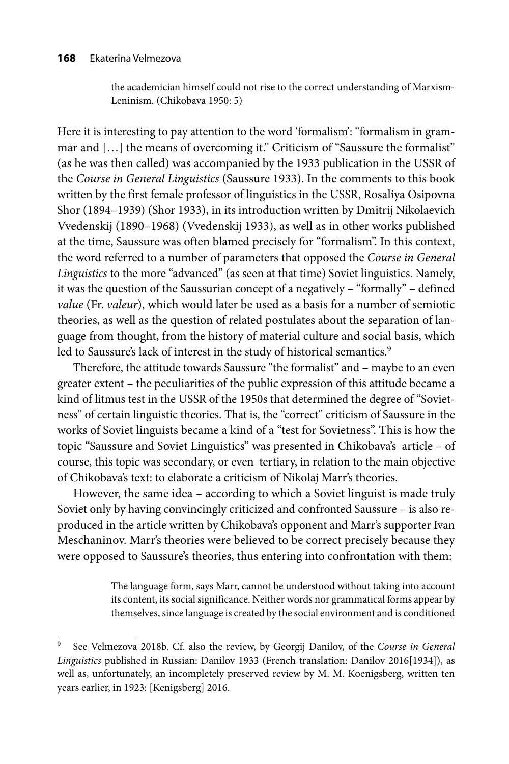> the academician himself could not rise to the correct understanding of Marxism-Leninism. (Chikobava 1950: 5)

Here it is interesting to pay attention to the word 'formalism': "formalism in grammar and […] the means of overcoming it." Criticism of "Saussure the formalist" (as he was then called) was accompanied by the 1933 publication in the USSR of the *Course in General Linguistics* (Saussure 1933). In the comments to this book written by the first female professor of linguistics in the USSR, Rosaliya Osipovna Shor (1894–1939) (Shor 1933), in its introduction written by Dmitrij Nikolaevich Vvedenskij (1890–1968) (Vvedenskij 1933), as well as in other works published at the time, Saussure was often blamed precisely for "formalism". In this context, the word referred to a number of parameters that opposed the *Course in General Linguistics* to the more "advanced" (as seen at that time) Soviet linguistics. Namely, it was the question of the Saussurian concept of a negatively – "formally" – defined *value* (Fr. *valeur*), which would later be used as a basis for a number of semiotic theories, as well as the question of related postulates about the separation of language from thought, from the history of material culture and social basis, which led to Saussure's lack of interest in the study of historical semantics.[9]

Therefore, the attitude towards Saussure "the formalist" and – maybe to an even greater extent – the peculiarities of the public expression of this attitude became a kind of litmus test in the USSR of the 1950s that determined the degree of "Sovietness" of certain linguistic theories. That is, the "correct" criticism of Saussure in the works of Soviet linguists became a kind of a "test for Sovietness". This is how the topic "Saussure and Soviet Linguistics" was presented in Chikobava's article – of course, this topic was secondary, or even tertiary, in relation to the main objective of Chikobava's text: to elaborate a criticism of Nikolaj Marr's theories.

However, the same idea – according to which a Soviet linguist is made truly Soviet only by having convincingly criticized and confronted Saussure – is also reproduced in the article written by Chikobava's opponent and Marr's supporter Ivan Meschaninov. Marr's theories were believed to be correct precisely because they were opposed to Saussure's theories, thus entering into confrontation with them:

> The language form, says Marr, cannot be understood without taking into account its content, its social significance. Neither words nor grammatical forms appear by themselves, since language is created by the social environment and is conditioned

---

9 See Velmezova 2018b. Cf. also the review, by Georgij Danilov, of the *Course in General Linguistics* published in Russian: Danilov 1933 (French translation: Danilov 2016[1934]), as well as, unfortunately, an incompletely preserved review by M. M. Koenigsberg, written ten years earlier, in 1923: [Kenigsberg] 2016.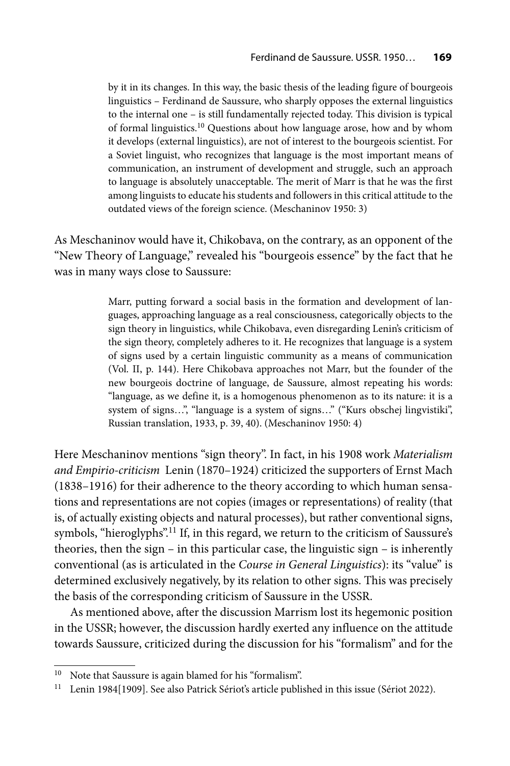> by it in its changes. In this way, the basic thesis of the leading figure of bourgeois linguistics – Ferdinand de Saussure, who sharply opposes the external linguistics to the internal one – is still fundamentally rejected today. This division is typical of formal linguistics.[10] Questions about how language arose, how and by whom it develops (external linguistics), are not of interest to the bourgeois scientist. For a Soviet linguist, who recognizes that language is the most important means of communication, an instrument of development and struggle, such an approach to language is absolutely unacceptable. The merit of Marr is that he was the first among linguists to educate his students and followers in this critical attitude to the outdated views of the foreign science. (Meschaninov 1950: 3)

As Meschaninov would have it, Chikobava, on the contrary, as an opponent of the "New Theory of Language," revealed his "bourgeois essence" by the fact that he was in many ways close to Saussure:

> Marr, putting forward a social basis in the formation and development of languages, approaching language as a real consciousness, categorically objects to the sign theory in linguistics, while Chikobava, even disregarding Lenin's criticism of the sign theory, completely adheres to it. He recognizes that language is a system of signs used by a certain linguistic community as a means of communication (Vol. II, p. 144). Here Chikobava approaches not Marr, but the founder of the new bourgeois doctrine of language, de Saussure, almost repeating his words: "language, as we define it, is a homogenous phenomenon as to its nature: it is a system of signs…", "language is a system of signs…" ("Kurs obschej lingvistiki", Russian translation, 1933, p. 39, 40). (Meschaninov 1950: 4)

Here Meschaninov mentions "sign theory". In fact, in his 1908 work *Materialism and Empirio-criticism* Lenin (1870–1924) criticized the supporters of Ernst Mach (1838–1916) for their adherence to the theory according to which human sensations and representations are not copies (images or representations) of reality (that is, of actually existing objects and natural processes), but rather conventional signs, symbols, "hieroglyphs".[11] If, in this regard, we return to the criticism of Saussure's theories, then the sign – in this particular case, the linguistic sign – is inherently conventional (as is articulated in the *Course in General Linguistics*): its "value" is determined exclusively negatively, by its relation to other signs. This was precisely the basis of the corresponding criticism of Saussure in the USSR.

As mentioned above, after the discussion Marrism lost its hegemonic position in the USSR; however, the discussion hardly exerted any influence on the attitude towards Saussure, criticized during the discussion for his "formalism" and for the

---

[10] Note that Saussure is again blamed for his "formalism".

[11] Lenin 1984[1909]. See also Patrick Sériot's article published in this issue (Sériot 2022).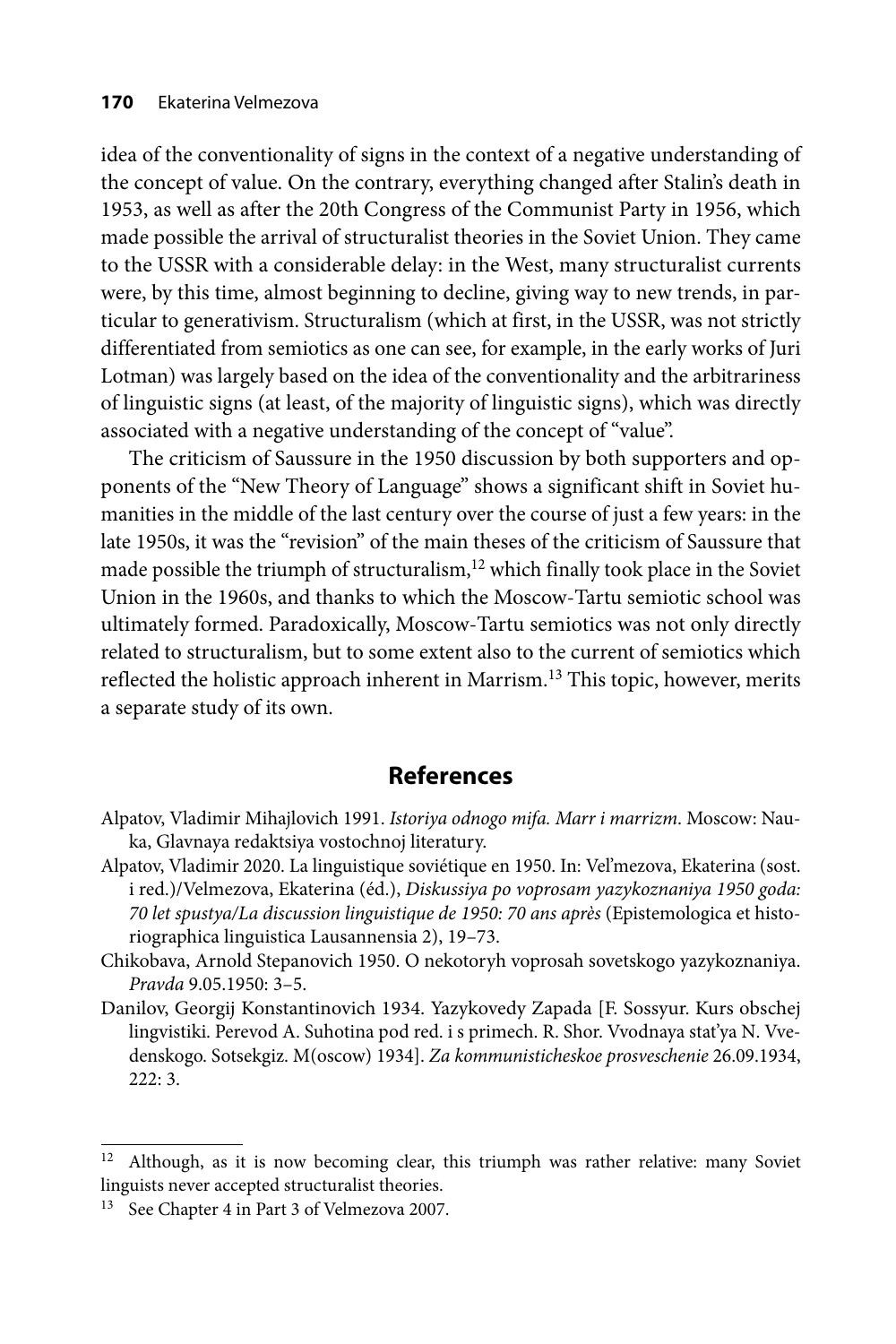idea of the conventionality of signs in the context of a negative understanding of the concept of value. On the contrary, everything changed after Stalin's death in 1953, as well as after the 20th Congress of the Communist Party in 1956, which made possible the arrival of structuralist theories in the Soviet Union. They came to the USSR with a considerable delay: in the West, many structuralist currents were, by this time, almost beginning to decline, giving way to new trends, in particular to generativism. Structuralism (which at first, in the USSR, was not strictly differentiated from semiotics as one can see, for example, in the early works of Juri Lotman) was largely based on the idea of the conventionality and the arbitrariness of linguistic signs (at least, of the majority of linguistic signs), which was directly associated with a negative understanding of the concept of "value".

The criticism of Saussure in the 1950 discussion by both supporters and opponents of the "New Theory of Language" shows a significant shift in Soviet humanities in the middle of the last century over the course of just a few years: in the late 1950s, it was the "revision" of the main theses of the criticism of Saussure that made possible the triumph of structuralism,[12] which finally took place in the Soviet Union in the 1960s, and thanks to which the Moscow-Tartu semiotic school was ultimately formed. Paradoxically, Moscow-Tartu semiotics was not only directly related to structuralism, but to some extent also to the current of semiotics which reflected the holistic approach inherent in Marrism.[13] This topic, however, merits a separate study of its own.

## References

Alpatov, Vladimir Mihajlovich 1991. *Istoriya odnogo mifa. Marr i marrizm*. Moscow: Nauka, Glavnaya redaktsiya vostochnoj literatury.

Alpatov, Vladimir 2020. La linguistique soviétique en 1950. In: Vel'mezova, Ekaterina (sost. i red.)/Velmezova, Ekaterina (éd.), *Diskussiya po voprosam yazykoznaniya 1950 goda: 70 let spustya/La discussion linguistique de 1950: 70 ans après* (Epistemologica et historiographica linguistica Lausannensia 2), 19–73.

Chikobava, Arnold Stepanovich 1950. O nekotoryh voprosah sovetskogo yazykoznaniya. *Pravda* 9.05.1950: 3–5.

Danilov, Georgij Konstantinovich 1934. Yazykovedy Zapada [F. Sossyur. Kurs obschej lingvistiki. Perevod A. Suhotina pod red. i s primech. R. Shor. Vvodnaya stat'ya N. Vvedenskogo. Sotsekgiz. M(oscow) 1934]. *Za kommunisticheskoe prosveschenie* 26.09.1934, 222: 3.

---

[12] Although, as it is now becoming clear, this triumph was rather relative: many Soviet linguists never accepted structuralist theories.

[13] See Chapter 4 in Part 3 of Velmezova 2007.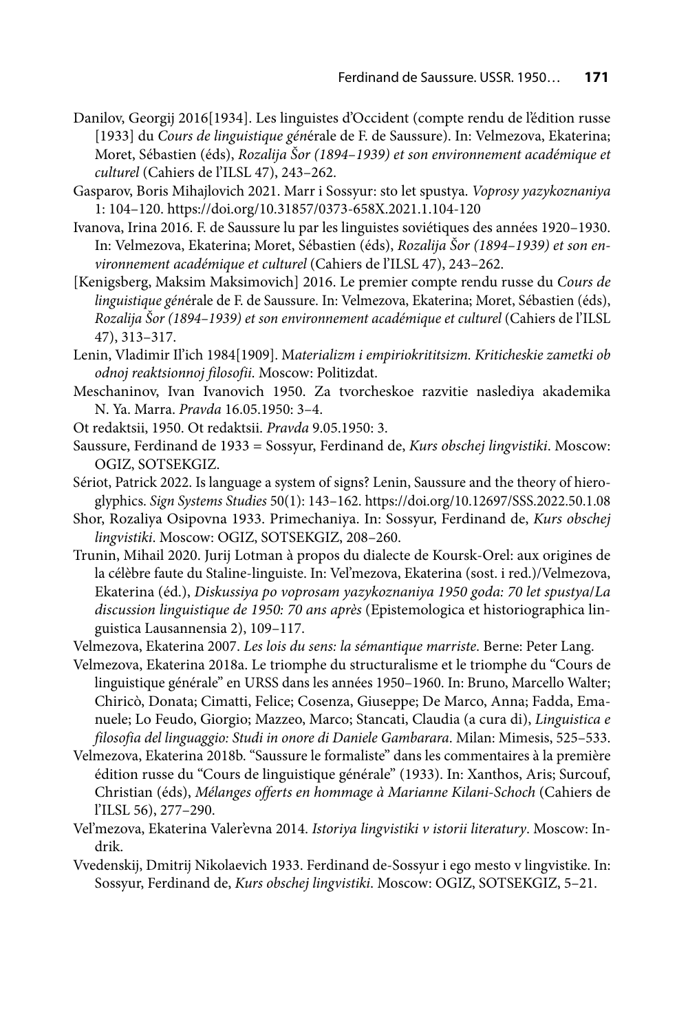Danilov, Georgij 2016[1934]. Les linguistes d'Occident (compte rendu de l'édition russe [1933] du *Cours de linguistique gén*érale de F. de Saussure). In: Velmezova, Ekaterina; Moret, Sébastien (éds), *Rozalija Šor (1894–1939) et son environnement académique et culturel* (Cahiers de l'ILSL 47), 243–262.

Gasparov, Boris Mihajlovich 2021. Marr i Sossyur: sto let spustya. *Voprosy yazykoznaniya* 1: 104–120. https://doi.org/10.31857/0373-658X.2021.1.104-120

Ivanova, Irina 2016. F. de Saussure lu par les linguistes soviétiques des années 1920–1930. In: Velmezova, Ekaterina; Moret, Sébastien (éds), *Rozalija Šor (1894–1939) et son environnement académique et culturel* (Cahiers de l'ILSL 47), 243–262.

[Kenigsberg, Maksim Maksimovich] 2016. Le premier compte rendu russe du *Cours de linguistique gén*érale de F. de Saussure. In: Velmezova, Ekaterina; Moret, Sébastien (éds), *Rozalija Šor (1894–1939) et son environnement académique et culturel* (Cahiers de l'ILSL 47), 313–317.

Lenin, Vladimir Il'ich 1984[1909]. M*aterializm i empiriokrititsizm. Kriticheskie zametki ob odnoj reaktsionnoj filosofii*. Moscow: Politizdat.

Meschaninov, Ivan Ivanovich 1950. Za tvorcheskoe razvitie naslediya akademika N. Ya. Marra. *Pravda* 16.05.1950: 3–4.

Ot redaktsii, 1950. Ot redaktsii. *Pravda* 9.05.1950: 3.

Saussure, Ferdinand de 1933 = Sossyur, Ferdinand de, *Kurs obschej lingvistiki*. Moscow: OGIZ, SOTSEKGIZ.

Sériot, Patrick 2022. Is language a system of signs? Lenin, Saussure and the theory of hieroglyphics. *Sign Systems Studies* 50(1): 143–162. https://doi.org/10.12697/SSS.2022.50.1.08

Shor, Rozaliya Osipovna 1933. Primechaniya. In: Sossyur, Ferdinand de, *Kurs obschej lingvistiki*. Moscow: OGIZ, SOTSEKGIZ, 208–260.

Trunin, Mihail 2020. Jurij Lotman à propos du dialecte de Koursk-Orel: aux origines de la célèbre faute du Staline-linguiste. In: Vel'mezova, Ekaterina (sost. i red.)/Velmezova, Ekaterina (éd.), *Diskussiya po voprosam yazykoznaniya 1950 goda: 70 let spustya/La discussion linguistique de 1950: 70 ans après* (Epistemologica et historiographica linguistica Lausannensia 2), 109–117.

Velmezova, Ekaterina 2007. *Les lois du sens: la sémantique marriste*. Berne: Peter Lang.

Velmezova, Ekaterina 2018a. Le triomphe du structuralisme et le triomphe du "Cours de linguistique générale" en URSS dans les années 1950–1960. In: Bruno, Marcello Walter; Chiricò, Donata; Cimatti, Felice; Cosenza, Giuseppe; De Marco, Anna; Fadda, Emanuele; Lo Feudo, Giorgio; Mazzeo, Marco; Stancati, Claudia (a cura di), *Linguistica e filosofia del linguaggio: Studi in onore di Daniele Gambarara*. Milan: Mimesis, 525–533.

Velmezova, Ekaterina 2018b. "Saussure le formaliste" dans les commentaires à la première édition russe du "Cours de linguistique générale" (1933). In: Xanthos, Aris; Surcouf, Christian (éds), *Mélanges offerts en hommage à Marianne Kilani-Schoch* (Cahiers de l'ILSL 56), 277–290.

Vel'mezova, Ekaterina Valer'evna 2014. *Istoriya lingvistiki v istorii literatury*. Moscow: Indrik.

Vvedenskij, Dmitrij Nikolaevich 1933. Ferdinand de-Sossyur i ego mesto v lingvistike. In: Sossyur, Ferdinand de, *Kurs obschej lingvistiki*. Moscow: OGIZ, SOTSEKGIZ, 5–21.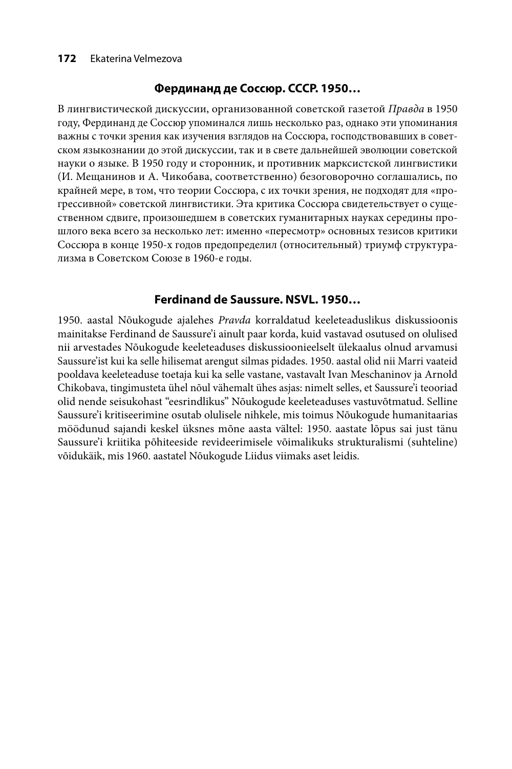### Фердинанд де Соссюр. СССР. 1950…

В лингвистической дискуссии, организованной советской газетой *Правда* в 1950 году, Фердинанд де Соссюр упоминался лишь несколько раз, однако эти упоминания важны с точки зрения как изучения взглядов на Соссюра, господствовавших в советском языкознании до этой дискуссии, так и в свете дальнейшей эволюции советской науки о языке. В 1950 году и сторонник, и противник марксистской лингвистики (И. Мещанинов и А. Чикобава, соответственно) безоговорочно соглашались, по крайней мере, в том, что теории Соссюра, с их точки зрения, не подходят для «прогрессивной» советской лингвистики. Эта критика Соссюра свидетельствует о существенном сдвиге, произошедшем в советских гуманитарных науках середины прошлого века всего за несколько лет: именно «пересмотр» основных тезисов критики Соссюра в конце 1950-х годов предопределил (относительный) триумф структурализма в Советском Союзе в 1960-е годы.

### Ferdinand de Saussure. NSVL. 1950…

1950. aastal Nõukogude ajalehes *Pravda* korraldatud keeleteaduslikus diskussioonis mainitakse Ferdinand de Saussure'i ainult paar korda, kuid vastavad osutused on olulised nii arvestades Nõukogude keeleteaduses diskussioonieelselt ülekaalus olnud arvamusi Saussure'ist kui ka selle hilisemat arengut silmas pidades. 1950. aastal olid nii Marri vaateid pooldava keeleteaduse toetaja kui ka selle vastane, vastavalt Ivan Meschaninov ja Arnold Chikobava, tingimusteta ühel nõul vähemalt ühes asjas: nimelt selles, et Saussure'i teooriad olid nende seisukohast "eesrindlikus" Nõukogude keeleteaduses vastuvõtmatud. Selline Saussure'i kritiseerimine osutab olulisele nihkele, mis toimus Nõukogude humanitaarias möödunud sajandi keskel üksnes mõne aasta vältel: 1950. aastate lõpus sai just tänu Saussure'i kriitika põhiteeside revideerimisele võimalikuks strukturalismi (suhteline) võidukäik, mis 1960. aastatel Nõukogude Liidus viimaks aset leidis.